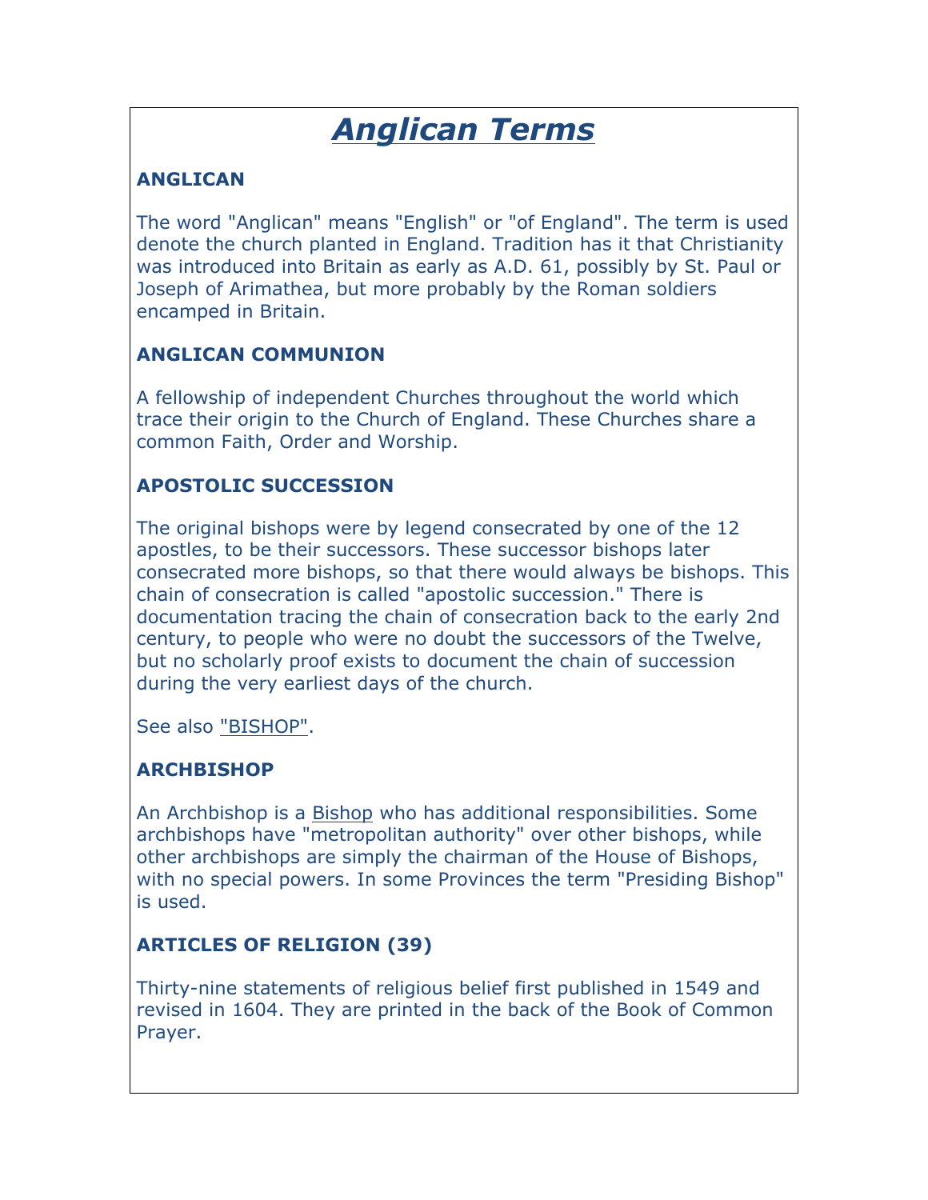# *Anglican Terms*

### ANGLICAN

The word "Anglican" means "English" or "of England". The term is used denote the church planted in England. Tradition has it that Christianity was introduced into Britain as early as A.D. 61, possibly by St. Paul or Joseph of Arimathea, but more probably by the Roman soldiers encamped in Britain.

### ANGLICAN COMMUNION

A fellowship of independent Churches throughout the world which trace their origin to the Church of England. These Churches share a common Faith, Order and Worship.

### APOSTOLIC SUCCESSION

The original bishops were by legend consecrated by one of the 12 apostles, to be their successors. These successor bishops later consecrated more bishops, so that there would always be bishops. This chain of consecration is called "apostolic succession." There is documentation tracing the chain of consecration back to the early 2nd century, to people who were no doubt the successors of the Twelve, but no scholarly proof exists to document the chain of succession during the very earliest days of the church.

See also "BISHOP".

### ARCHBISHOP

An Archbishop is a Bishop who has additional responsibilities. Some archbishops have "metropolitan authority" over other bishops, while other archbishops are simply the chairman of the House of Bishops, with no special powers. In some Provinces the term "Presiding Bishop" is used.

### ARTICLES OF RELIGION (39)

Thirty-nine statements of religious belief first published in 1549 and revised in 1604. They are printed in the back of the Book of Common Prayer.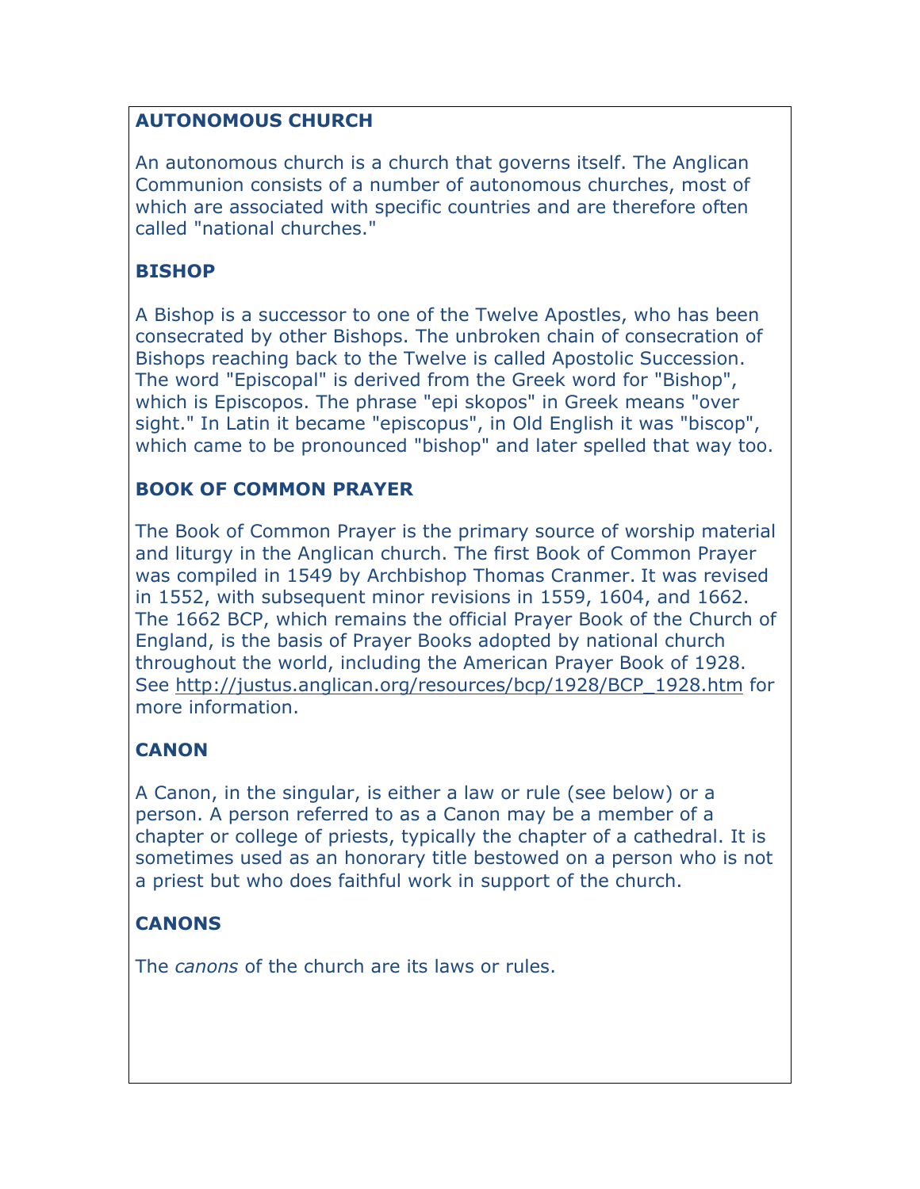**AUTONOMOUS CHURCH**

An autonomous church is a church that governs itself. The Anglican Communion consists of a number of autonomous churches, most of which are associated with specific countries and are therefore often called "national churches."

**BISHOP**

A Bishop is a successor to one of the Twelve Apostles, who has been consecrated by other Bishops. The unbroken chain of consecration of Bishops reaching back to the Twelve is called Apostolic Succession. The word "Episcopal" is derived from the Greek word for "Bishop", which is Episcopos. The phrase "epi skopos" in Greek means "over sight." In Latin it became "episcopus", in Old English it was "biscop", which came to be pronounced "bishop" and later spelled that way too.

**BOOK OF COMMON PRAYER**

The Book of Common Prayer is the primary source of worship material and liturgy in the Anglican church. The first Book of Common Prayer was compiled in 1549 by Archbishop Thomas Cranmer. It was revised in 1552, with subsequent minor revisions in 1559, 1604, and 1662. The 1662 BCP, which remains the official Prayer Book of the Church of England, is the basis of Prayer Books adopted by national church throughout the world, including the American Prayer Book of 1928. See http://justus.anglican.org/resources/bcp/1928/BCP_1928.htm for more information.

**CANON**

A Canon, in the singular, is either a law or rule (see below) or a person. A person referred to as a Canon may be a member of a chapter or college of priests, typically the chapter of a cathedral. It is sometimes used as an honorary title bestowed on a person who is not a priest but who does faithful work in support of the church.

**CANONS**

The *canons* of the church are its laws or rules.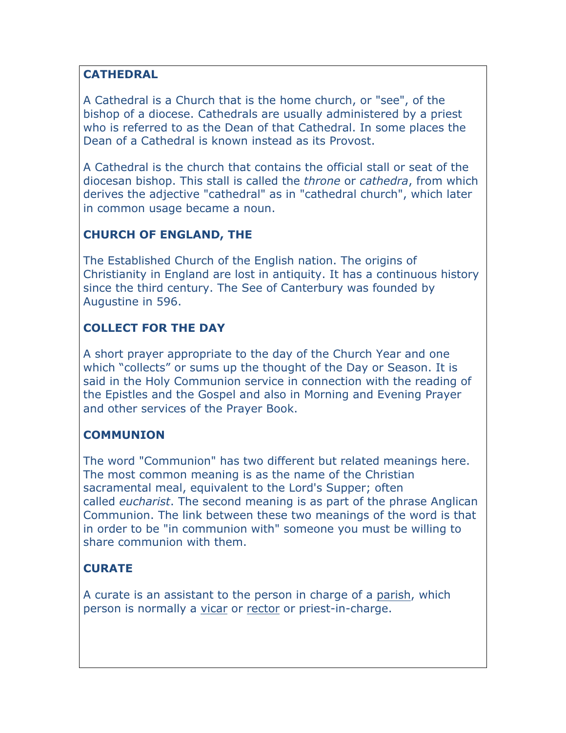## CATHEDRAL

A Cathedral is a Church that is the home church, or "see", of the bishop of a diocese. Cathedrals are usually administered by a priest who is referred to as the Dean of that Cathedral. In some places the Dean of a Cathedral is known instead as its Provost.

A Cathedral is the church that contains the official stall or seat of the diocesan bishop. This stall is called the *throne* or *cathedra*, from which derives the adjective "cathedral" as in "cathedral church", which later in common usage became a noun.

## CHURCH OF ENGLAND, THE

The Established Church of the English nation. The origins of Christianity in England are lost in antiquity. It has a continuous history since the third century. The See of Canterbury was founded by Augustine in 596.

## COLLECT FOR THE DAY

A short prayer appropriate to the day of the Church Year and one which "collects" or sums up the thought of the Day or Season. It is said in the Holy Communion service in connection with the reading of the Epistles and the Gospel and also in Morning and Evening Prayer and other services of the Prayer Book.

## COMMUNION

The word "Communion" has two different but related meanings here. The most common meaning is as the name of the Christian sacramental meal, equivalent to the Lord's Supper; often called *eucharist*. The second meaning is as part of the phrase Anglican Communion. The link between these two meanings of the word is that in order to be "in communion with" someone you must be willing to share communion with them.

## CURATE

A curate is an assistant to the person in charge of a parish, which person is normally a vicar or rector or priest-in-charge.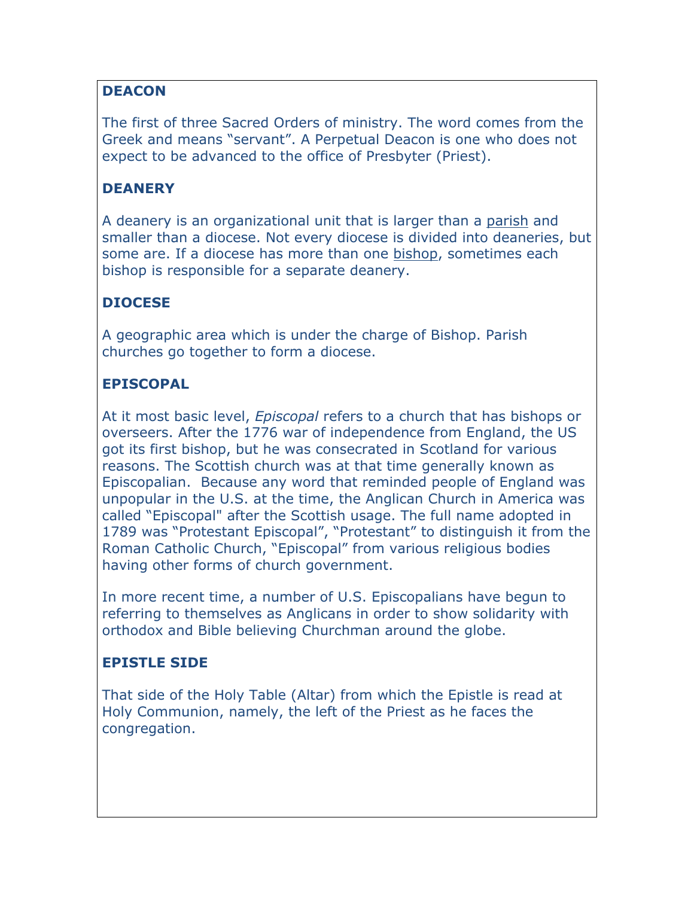**DEACON**

The first of three Sacred Orders of ministry. The word comes from the Greek and means "servant". A Perpetual Deacon is one who does not expect to be advanced to the office of Presbyter (Priest).

**DEANERY**

A deanery is an organizational unit that is larger than a parish and smaller than a diocese. Not every diocese is divided into deaneries, but some are. If a diocese has more than one bishop, sometimes each bishop is responsible for a separate deanery.

**DIOCESE**

A geographic area which is under the charge of Bishop. Parish churches go together to form a diocese.

**EPISCOPAL**

At it most basic level, *Episcopal* refers to a church that has bishops or overseers. After the 1776 war of independence from England, the US got its first bishop, but he was consecrated in Scotland for various reasons. The Scottish church was at that time generally known as Episcopalian. Because any word that reminded people of England was unpopular in the U.S. at the time, the Anglican Church in America was called "Episcopal" after the Scottish usage. The full name adopted in 1789 was "Protestant Episcopal", "Protestant" to distinguish it from the Roman Catholic Church, "Episcopal" from various religious bodies having other forms of church government.

In more recent time, a number of U.S. Episcopalians have begun to referring to themselves as Anglicans in order to show solidarity with orthodox and Bible believing Churchman around the globe.

**EPISTLE SIDE**

That side of the Holy Table (Altar) from which the Epistle is read at Holy Communion, namely, the left of the Priest as he faces the congregation.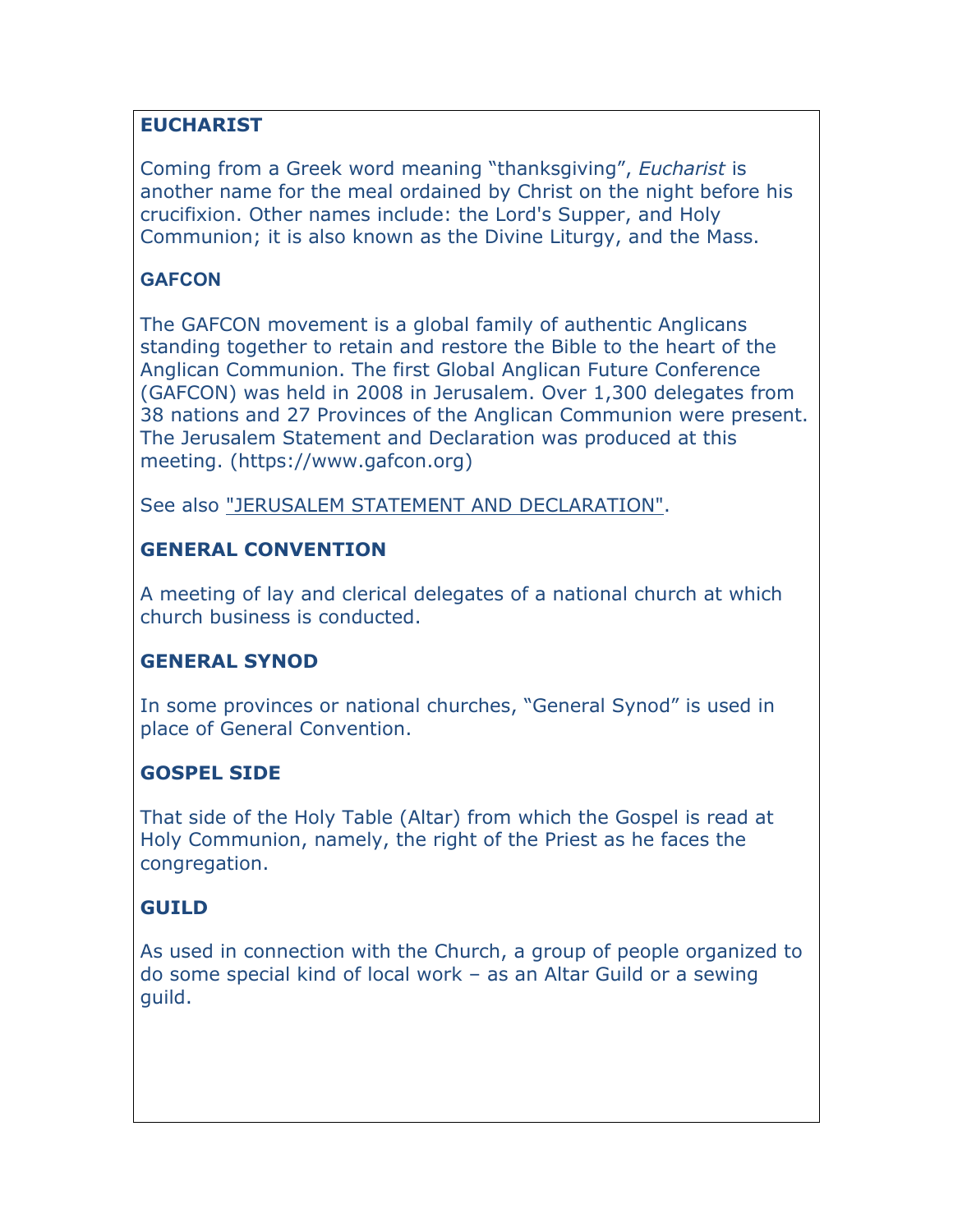## EUCHARIST

Coming from a Greek word meaning "thanksgiving", *Eucharist* is another name for the meal ordained by Christ on the night before his crucifixion. Other names include: the Lord's Supper, and Holy Communion; it is also known as the Divine Liturgy, and the Mass.

## GAFCON

The GAFCON movement is a global family of authentic Anglicans standing together to retain and restore the Bible to the heart of the Anglican Communion. The first Global Anglican Future Conference (GAFCON) was held in 2008 in Jerusalem. Over 1,300 delegates from 38 nations and 27 Provinces of the Anglican Communion were present. The Jerusalem Statement and Declaration was produced at this meeting. (https://www.gafcon.org)

See also "JERUSALEM STATEMENT AND DECLARATION".

## GENERAL CONVENTION

A meeting of lay and clerical delegates of a national church at which church business is conducted.

## GENERAL SYNOD

In some provinces or national churches, "General Synod" is used in place of General Convention.

## GOSPEL SIDE

That side of the Holy Table (Altar) from which the Gospel is read at Holy Communion, namely, the right of the Priest as he faces the congregation.

## GUILD

As used in connection with the Church, a group of people organized to do some special kind of local work – as an Altar Guild or a sewing guild.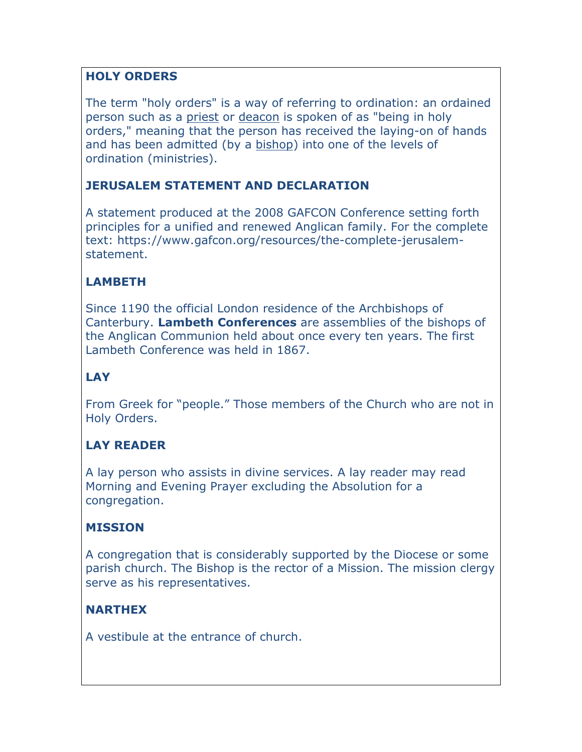### HOLY ORDERS

The term "holy orders" is a way of referring to ordination: an ordained person such as a priest or deacon is spoken of as "being in holy orders," meaning that the person has received the laying-on of hands and has been admitted (by a bishop) into one of the levels of ordination (ministries).

### JERUSALEM STATEMENT AND DECLARATION

A statement produced at the 2008 GAFCON Conference setting forth principles for a unified and renewed Anglican family. For the complete text: https://www.gafcon.org/resources/the-complete-jerusalem-statement.

### LAMBETH

Since 1190 the official London residence of the Archbishops of Canterbury. **Lambeth Conferences** are assemblies of the bishops of the Anglican Communion held about once every ten years. The first Lambeth Conference was held in 1867.

### LAY

From Greek for "people." Those members of the Church who are not in Holy Orders.

### LAY READER

A lay person who assists in divine services. A lay reader may read Morning and Evening Prayer excluding the Absolution for a congregation.

### MISSION

A congregation that is considerably supported by the Diocese or some parish church. The Bishop is the rector of a Mission. The mission clergy serve as his representatives.

### NARTHEX

A vestibule at the entrance of church.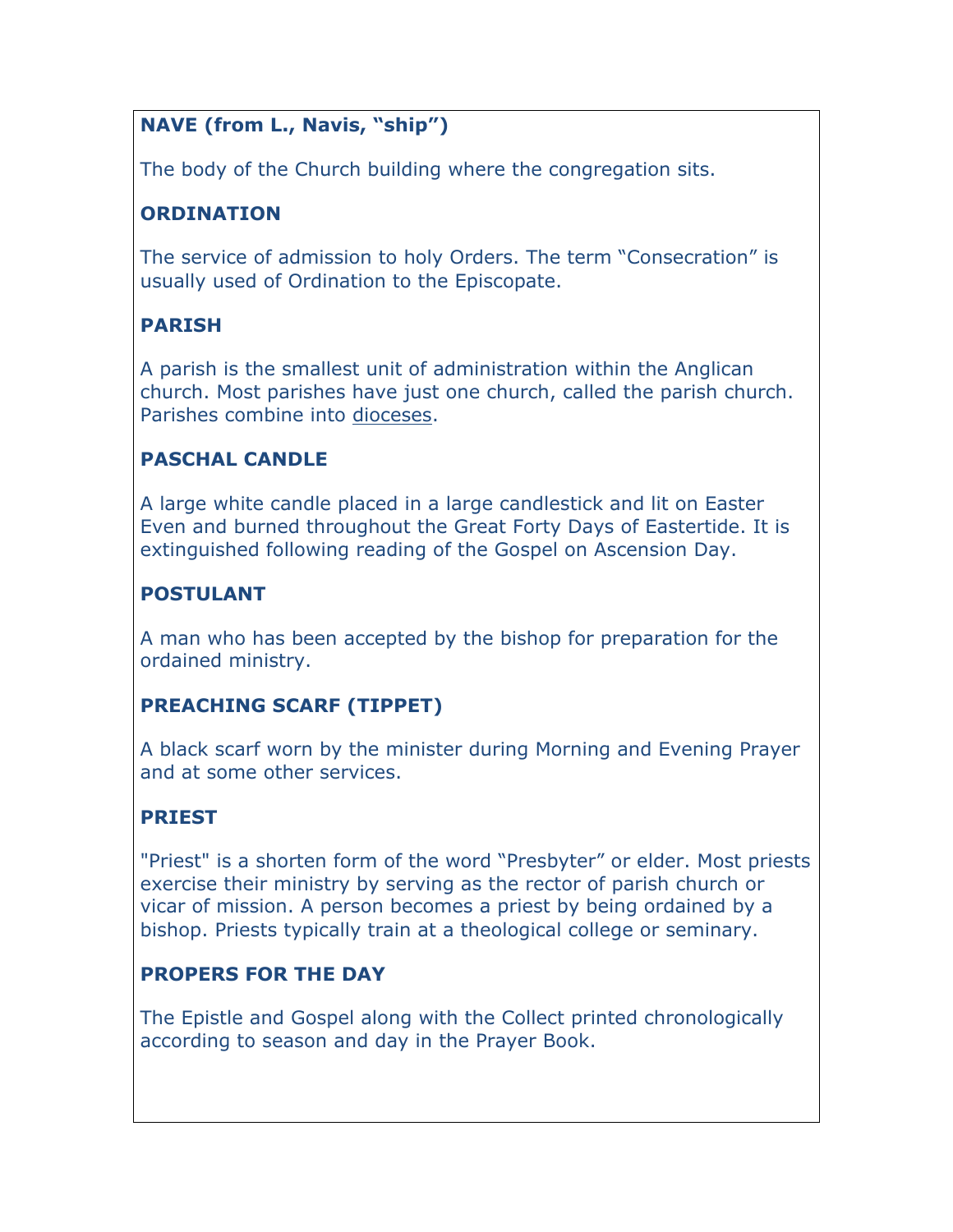**NAVE (from L., Navis, “ship”)**

The body of the Church building where the congregation sits.

**ORDINATION**

The service of admission to holy Orders. The term “Consecration” is usually used of Ordination to the Episcopate.

**PARISH**

A parish is the smallest unit of administration within the Anglican church. Most parishes have just one church, called the parish church. Parishes combine into dioceses.

**PASCHAL CANDLE**

A large white candle placed in a large candlestick and lit on Easter Even and burned throughout the Great Forty Days of Eastertide. It is extinguished following reading of the Gospel on Ascension Day.

**POSTULANT**

A man who has been accepted by the bishop for preparation for the ordained ministry.

**PREACHING SCARF (TIPPET)**

A black scarf worn by the minister during Morning and Evening Prayer and at some other services.

**PRIEST**

"Priest" is a shorten form of the word “Presbyter” or elder. Most priests exercise their ministry by serving as the rector of parish church or vicar of mission. A person becomes a priest by being ordained by a bishop. Priests typically train at a theological college or seminary.

**PROPERS FOR THE DAY**

The Epistle and Gospel along with the Collect printed chronologically according to season and day in the Prayer Book.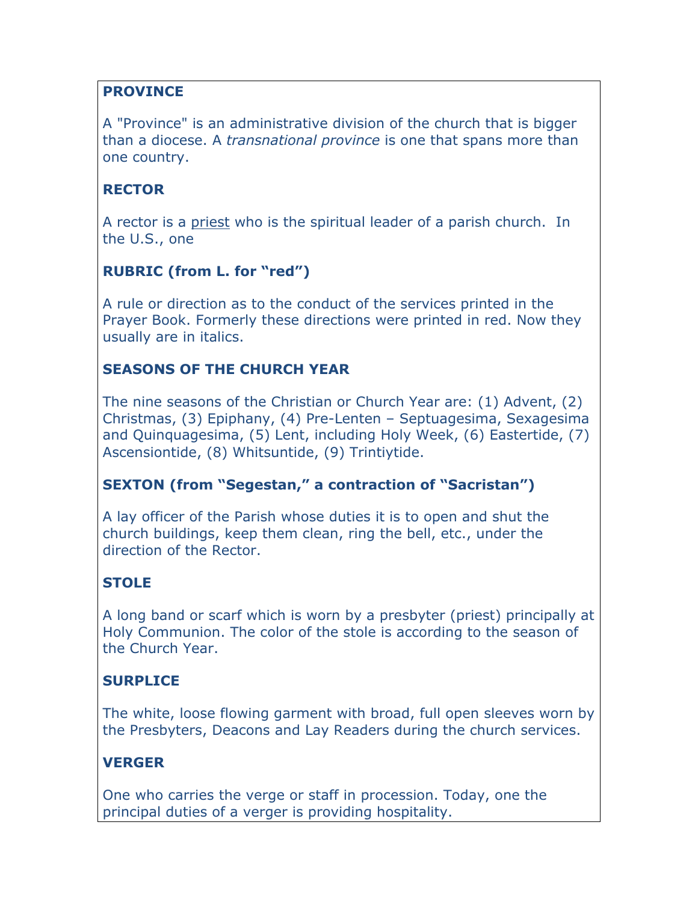### PROVINCE

A "Province" is an administrative division of the church that is bigger than a diocese. A *transnational province* is one that spans more than one country.

### RECTOR

A rector is a priest who is the spiritual leader of a parish church. In the U.S., one

### RUBRIC (from L. for "red")

A rule or direction as to the conduct of the services printed in the Prayer Book. Formerly these directions were printed in red. Now they usually are in italics.

### SEASONS OF THE CHURCH YEAR

The nine seasons of the Christian or Church Year are: (1) Advent, (2) Christmas, (3) Epiphany, (4) Pre-Lenten – Septuagesima, Sexagesima and Quinquagesima, (5) Lent, including Holy Week, (6) Eastertide, (7) Ascensiontide, (8) Whitsuntide, (9) Trintiytide.

### SEXTON (from "Segestan," a contraction of "Sacristan")

A lay officer of the Parish whose duties it is to open and shut the church buildings, keep them clean, ring the bell, etc., under the direction of the Rector.

### STOLE

A long band or scarf which is worn by a presbyter (priest) principally at Holy Communion. The color of the stole is according to the season of the Church Year.

### SURPLICE

The white, loose flowing garment with broad, full open sleeves worn by the Presbyters, Deacons and Lay Readers during the church services.

### VERGER

One who carries the verge or staff in procession. Today, one the principal duties of a verger is providing hospitality.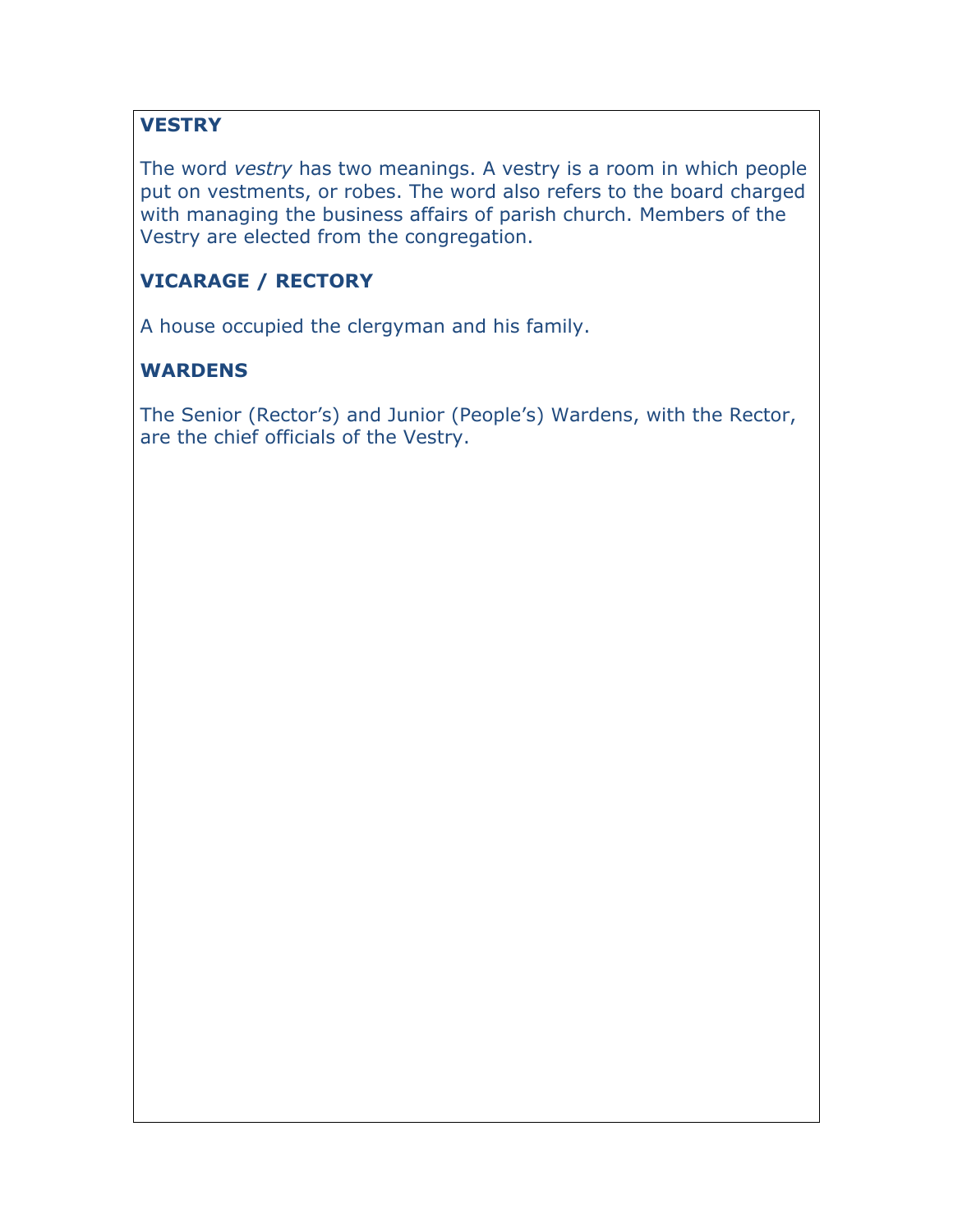**VESTRY**

The word *vestry* has two meanings. A vestry is a room in which people put on vestments, or robes. The word also refers to the board charged with managing the business affairs of parish church. Members of the Vestry are elected from the congregation.

**VICARAGE / RECTORY**

A house occupied the clergyman and his family.

**WARDENS**

The Senior (Rector's) and Junior (People's) Wardens, with the Rector, are the chief officials of the Vestry.